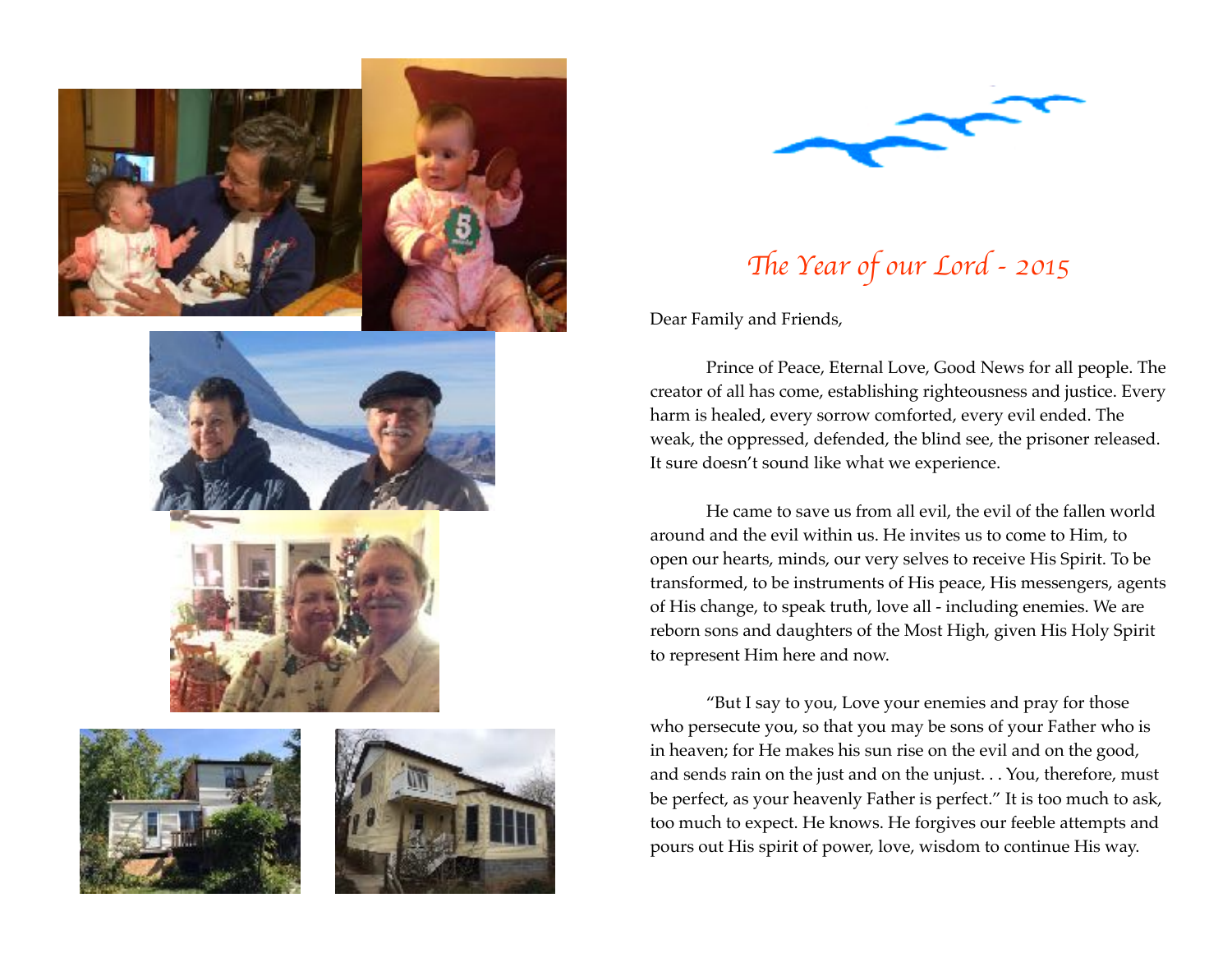# *The Year of our Lord - 2015*

Dear Family and Friends,

Prince of Peace, Eternal Love, Good News for all people. The creator of all has come, establishing righteousness and justice. Every harm is healed, every sorrow comforted, every evil ended. The weak, the oppressed, defended, the blind see, the prisoner released. It sure doesn't sound like what we experience.

He came to save us from all evil, the evil of the fallen world around and the evil within us. He invites us to come to Him, to open our hearts, minds, our very selves to receive His Spirit. To be transformed, to be instruments of His peace, His messengers, agents of His change, to speak truth, love all - including enemies. We are reborn sons and daughters of the Most High, given His Holy Spirit to represent Him here and now.

"But I say to you, Love your enemies and pray for those who persecute you, so that you may be sons of your Father who is in heaven; for He makes his sun rise on the evil and on the good, and sends rain on the just and on the unjust. . . You, therefore, must be perfect, as your heavenly Father is perfect." It is too much to ask, too much to expect. He knows. He forgives our feeble attempts and pours out His spirit of power, love, wisdom to continue His way.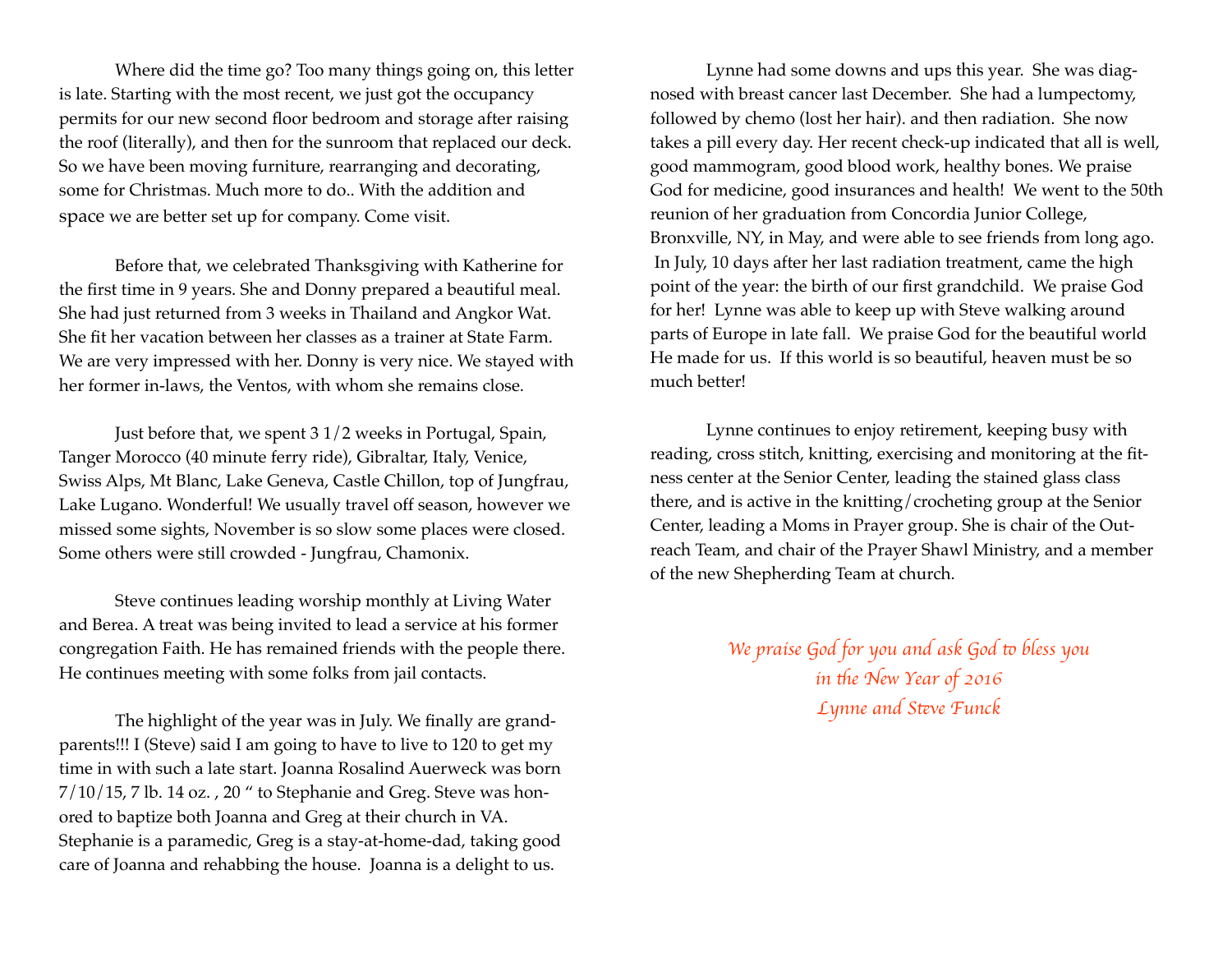Where did the time go? Too many things going on, this letter is late. Starting with the most recent, we just got the occupancy permits for our new second floor bedroom and storage after raising the roof (literally), and then for the sunroom that replaced our deck. So we have been moving furniture, rearranging and decorating, some for Christmas. Much more to do.. With the addition and space we are better set up for company. Come visit.

Before that, we celebrated Thanksgiving with Katherine for the first time in 9 years. She and Donny prepared a beautiful meal. She had just returned from 3 weeks in Thailand and Angkor Wat. She fit her vacation between her classes as a trainer at State Farm. We are very impressed with her. Donny is very nice. We stayed with her former in-laws, the Ventos, with whom she remains close.

Just before that, we spent 3 1/2 weeks in Portugal, Spain, Tanger Morocco (40 minute ferry ride), Gibraltar, Italy, Venice, Swiss Alps, Mt Blanc, Lake Geneva, Castle Chillon, top of Jungfrau, Lake Lugano. Wonderful! We usually travel off season, however we missed some sights, November is so slow some places were closed. Some others were still crowded - Jungfrau, Chamonix.

Steve continues leading worship monthly at Living Water and Berea. A treat was being invited to lead a service at his former congregation Faith. He has remained friends with the people there. He continues meeting with some folks from jail contacts.

The highlight of the year was in July. We finally are grandparents!!! I (Steve) said I am going to have to live to 120 to get my time in with such a late start. Joanna Rosalind Auerweck was born 7/10/15, 7 lb. 14 oz. , 20 " to Stephanie and Greg. Steve was honored to baptize both Joanna and Greg at their church in VA. Stephanie is a paramedic, Greg is a stay-at-home-dad, taking good care of Joanna and rehabbing the house. Joanna is a delight to us.

Lynne had some downs and ups this year. She was diagnosed with breast cancer last December. She had a lumpectomy, followed by chemo (lost her hair). and then radiation. She now takes a pill every day. Her recent check-up indicated that all is well, good mammogram, good blood work, healthy bones. We praise God for medicine, good insurances and health! We went to the 50th reunion of her graduation from Concordia Junior College, Bronxville, NY, in May, and were able to see friends from long ago. In July, 10 days after her last radiation treatment, came the high point of the year: the birth of our first grandchild. We praise God for her! Lynne was able to keep up with Steve walking around parts of Europe in late fall. We praise God for the beautiful world He made for us. If this world is so beautiful, heaven must be so much better!

Lynne continues to enjoy retirement, keeping busy with reading, cross stitch, knitting, exercising and monitoring at the fitness center at the Senior Center, leading the stained glass class there, and is active in the knitting/crocheting group at the Senior Center, leading a Moms in Prayer group. She is chair of the Outreach Team, and chair of the Prayer Shawl Ministry, and a member of the new Shepherding Team at church.

*We praise God for you and ask God to bless you*
*in the New Year of 2016*
*Lynne and Steve Funck*